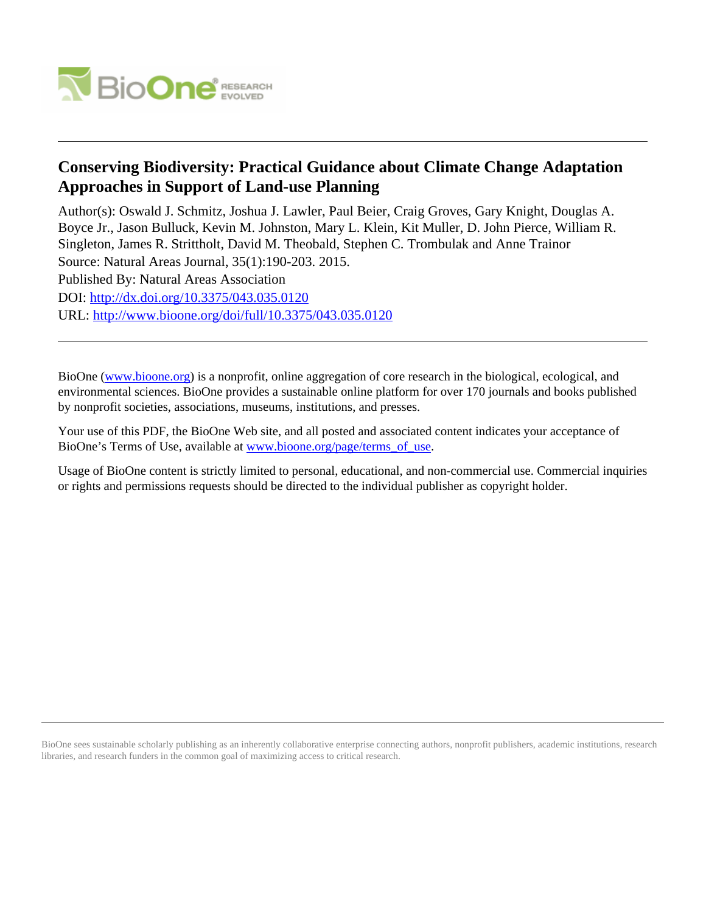# Conserving Biodiversity: Practical Guidance about Climate Change Adaptation Approaches in Support of Land-use Planning

Author(s): Oswald J. Schmitz, Joshua J. Lawler, Paul Beier, Craig Groves, Gary Knight, Douglas A. Boyce Jr., Jason Bulluck, Kevin M. Johnston, Mary L. Klein, Kit Muller, D. John Pierce, William R. Singleton, James R. Strittholt, David M. Theobald, Stephen C. Trombulak and Anne Trainor

Source: Natural Areas Journal, 35(1):190-203. 2015.

Published By: Natural Areas Association

DOI: http://dx.doi.org/10.3375/043.035.0120

URL: http://www.bioone.org/doi/full/10.3375/043.035.0120

---

BioOne (www.bioone.org) is a nonprofit, online aggregation of core research in the biological, ecological, and environmental sciences. BioOne provides a sustainable online platform for over 170 journals and books published by nonprofit societies, associations, museums, institutions, and presses.

Your use of this PDF, the BioOne Web site, and all posted and associated content indicates your acceptance of BioOne's Terms of Use, available at www.bioone.org/page/terms_of_use.

Usage of BioOne content is strictly limited to personal, educational, and non-commercial use. Commercial inquiries or rights and permissions requests should be directed to the individual publisher as copyright holder.

---

BioOne sees sustainable scholarly publishing as an inherently collaborative enterprise connecting authors, nonprofit publishers, academic institutions, research libraries, and research funders in the common goal of maximizing access to critical research.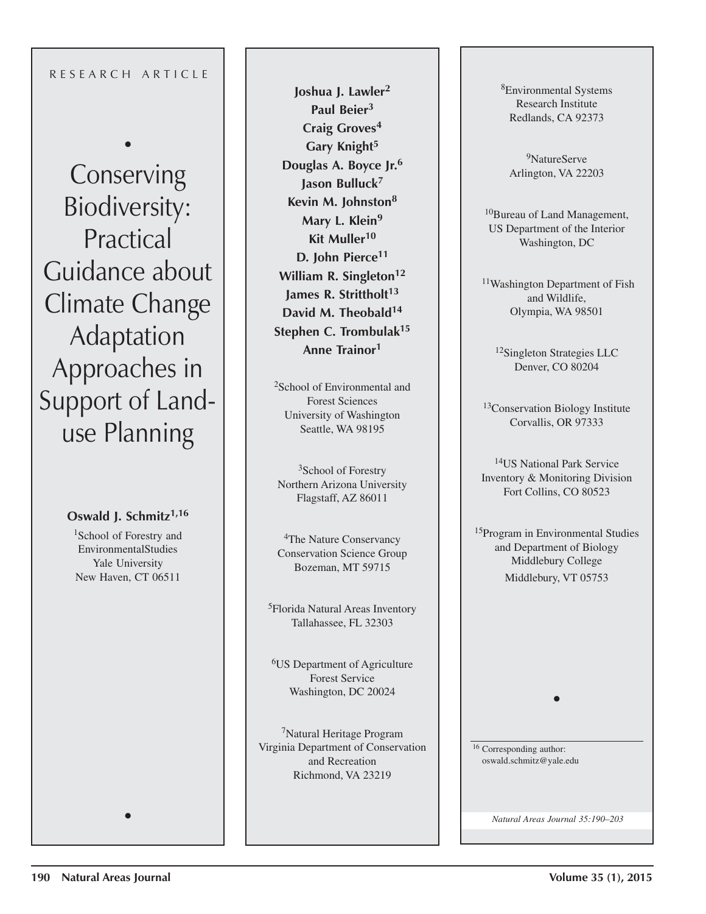RESEARCH ARTICLE

# Conserving Biodiversity: Practical Guidance about Climate Change Adaptation Approaches in Support of Land-use Planning

**Oswald J. Schmitz[1,16]**

[1]School of Forestry and EnvironmentalStudies
Yale University
New Haven, CT 06511

**Joshua J. Lawler[2]**
**Paul Beier[3]**
**Craig Groves[4]**
**Gary Knight[5]**
**Douglas A. Boyce Jr.[6]**
**Jason Bulluck[7]**
**Kevin M. Johnston[8]**
**Mary L. Klein[9]**
**Kit Muller[10]**
**D. John Pierce[11]**
**William R. Singleton[12]**
**James R. Strittholt[13]**
**David M. Theobald[14]**
**Stephen C. Trombulak[15]**
**Anne Trainor[1]**

[2]School of Environmental and Forest Sciences
University of Washington
Seattle, WA 98195

[3]School of Forestry
Northern Arizona University
Flagstaff, AZ 86011

[4]The Nature Conservancy
Conservation Science Group
Bozeman, MT 59715

[5]Florida Natural Areas Inventory
Tallahassee, FL 32303

[6]US Department of Agriculture
Forest Service
Washington, DC 20024

[7]Natural Heritage Program
Virginia Department of Conservation and Recreation
Richmond, VA 23219

[8]Environmental Systems Research Institute
Redlands, CA 92373

[9]NatureServe
Arlington, VA 22203

[10]Bureau of Land Management, US Department of the Interior
Washington, DC

[11]Washington Department of Fish and Wildlife,
Olympia, WA 98501

[12]Singleton Strategies LLC
Denver, CO 80204

[13]Conservation Biology Institute
Corvallis, OR 97333

[14]US National Park Service
Inventory & Monitoring Division
Fort Collins, CO 80523

[15]Program in Environmental Studies and Department of Biology
Middlebury College
Middlebury, VT 05753

[16] Corresponding author: oswald.schmitz@yale.edu

*Natural Areas Journal 35:190–203*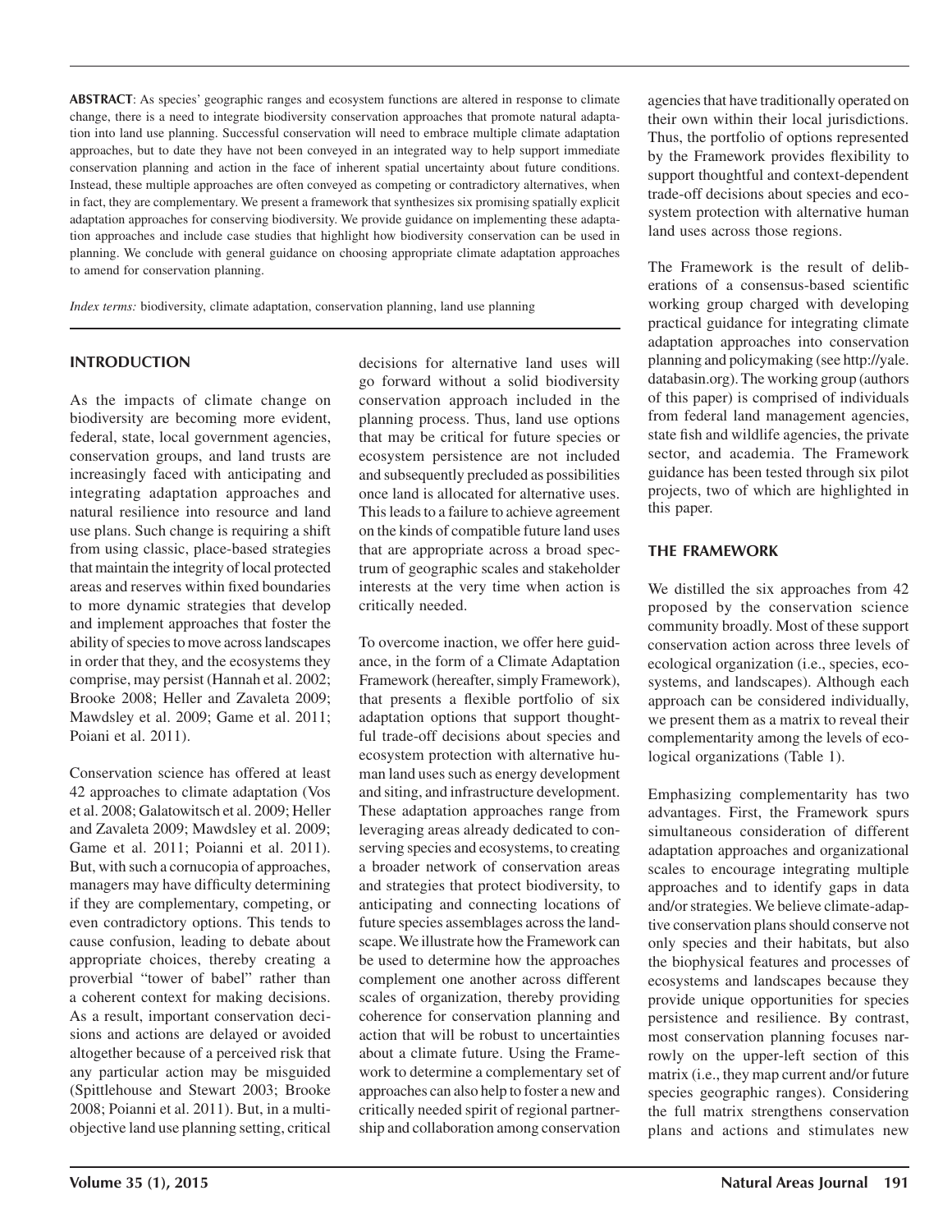**ABSTRACT**: As species' geographic ranges and ecosystem functions are altered in response to climate change, there is a need to integrate biodiversity conservation approaches that promote natural adaptation into land use planning. Successful conservation will need to embrace multiple climate adaptation approaches, but to date they have not been conveyed in an integrated way to help support immediate conservation planning and action in the face of inherent spatial uncertainty about future conditions. Instead, these multiple approaches are often conveyed as competing or contradictory alternatives, when in fact, they are complementary. We present a framework that synthesizes six promising spatially explicit adaptation approaches for conserving biodiversity. We provide guidance on implementing these adaptation approaches and include case studies that highlight how biodiversity conservation can be used in planning. We conclude with general guidance on choosing appropriate climate adaptation approaches to amend for conservation planning.

*Index terms:* biodiversity, climate adaptation, conservation planning, land use planning

## INTRODUCTION

As the impacts of climate change on biodiversity are becoming more evident, federal, state, local government agencies, conservation groups, and land trusts are increasingly faced with anticipating and integrating adaptation approaches and natural resilience into resource and land use plans. Such change is requiring a shift from using classic, place-based strategies that maintain the integrity of local protected areas and reserves within fixed boundaries to more dynamic strategies that develop and implement approaches that foster the ability of species to move across landscapes in order that they, and the ecosystems they comprise, may persist (Hannah et al. 2002; Brooke 2008; Heller and Zavaleta 2009; Mawdsley et al. 2009; Game et al. 2011; Poiani et al. 2011).

Conservation science has offered at least 42 approaches to climate adaptation (Vos et al. 2008; Galatowitsch et al. 2009; Heller and Zavaleta 2009; Mawdsley et al. 2009; Game et al. 2011; Poianni et al. 2011). But, with such a cornucopia of approaches, managers may have difficulty determining if they are complementary, competing, or even contradictory options. This tends to cause confusion, leading to debate about appropriate choices, thereby creating a proverbial "tower of babel" rather than a coherent context for making decisions. As a result, important conservation decisions and actions are delayed or avoided altogether because of a perceived risk that any particular action may be misguided (Spittlehouse and Stewart 2003; Brooke 2008; Poianni et al. 2011). But, in a multi-objective land use planning setting, critical decisions for alternative land uses will go forward without a solid biodiversity conservation approach included in the planning process. Thus, land use options that may be critical for future species or ecosystem persistence are not included and subsequently precluded as possibilities once land is allocated for alternative uses. This leads to a failure to achieve agreement on the kinds of compatible future land uses that are appropriate across a broad spectrum of geographic scales and stakeholder interests at the very time when action is critically needed.

To overcome inaction, we offer here guidance, in the form of a Climate Adaptation Framework (hereafter, simply Framework), that presents a flexible portfolio of six adaptation options that support thoughtful trade-off decisions about species and ecosystem protection with alternative human land uses such as energy development and siting, and infrastructure development. These adaptation approaches range from leveraging areas already dedicated to conserving species and ecosystems, to creating a broader network of conservation areas and strategies that protect biodiversity, to anticipating and connecting locations of future species assemblages across the landscape. We illustrate how the Framework can be used to determine how the approaches complement one another across different scales of organization, thereby providing coherence for conservation planning and action that will be robust to uncertainties about a climate future. Using the Framework to determine a complementary set of approaches can also help to foster a new and critically needed spirit of regional partnership and collaboration among conservation agencies that have traditionally operated on their own within their local jurisdictions. Thus, the portfolio of options represented by the Framework provides flexibility to support thoughtful and context-dependent trade-off decisions about species and ecosystem protection with alternative human land uses across those regions.

The Framework is the result of deliberations of a consensus-based scientific working group charged with developing practical guidance for integrating climate adaptation approaches into conservation planning and policymaking (see http://yale.databasin.org). The working group (authors of this paper) is comprised of individuals from federal land management agencies, state fish and wildlife agencies, the private sector, and academia. The Framework guidance has been tested through six pilot projects, two of which are highlighted in this paper.

## THE FRAMEWORK

We distilled the six approaches from 42 proposed by the conservation science community broadly. Most of these support conservation action across three levels of ecological organization (i.e., species, ecosystems, and landscapes). Although each approach can be considered individually, we present them as a matrix to reveal their complementarity among the levels of ecological organizations (Table 1).

Emphasizing complementarity has two advantages. First, the Framework spurs simultaneous consideration of different adaptation approaches and organizational scales to encourage integrating multiple approaches and to identify gaps in data and/or strategies. We believe climate-adaptive conservation plans should conserve not only species and their habitats, but also the biophysical features and processes of ecosystems and landscapes because they provide unique opportunities for species persistence and resilience. By contrast, most conservation planning focuses narrowly on the upper-left section of this matrix (i.e., they map current and/or future species geographic ranges). Considering the full matrix strengthens conservation plans and actions and stimulates new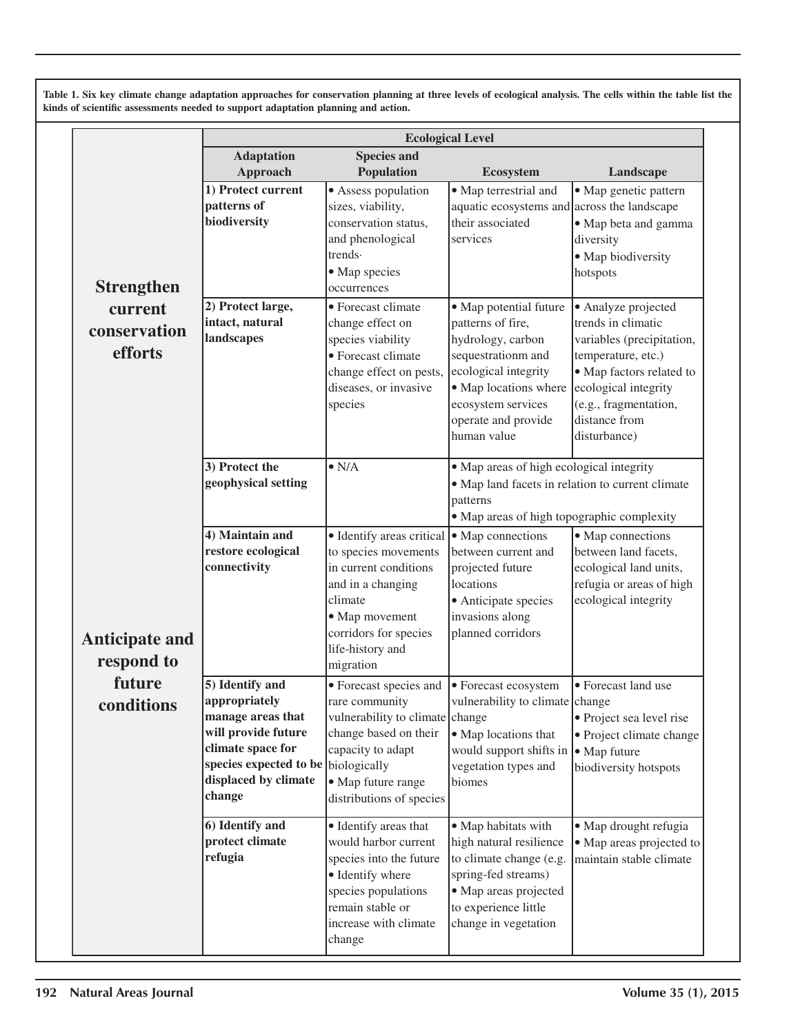**Table 1. Six key climate change adaptation approaches for conservation planning at three levels of ecological analysis. The cells within the table list the kinds of scientific assessments needed to support adaptation planning and action.**

| | Adaptation Approach | Ecological Level: Species and Population | Ecosystem | Landscape |
|---|---|---|---|---|
| **Strengthen current conservation efforts** | **1) Protect current patterns of biodiversity** | • Assess population sizes, viability, conservation status, and phenological trends· • Map species occurrences | • Map terrestrial and aquatic ecosystems and their associated services | • Map genetic pattern across the landscape • Map beta and gamma diversity • Map biodiversity hotspots |
| | **2) Protect large, intact, natural landscapes** | • Forecast climate change effect on species viability • Forecast climate change effect on pests, diseases, or invasive species | • Map potential future patterns of fire, hydrology, carbon sequestrationm and ecological integrity • Map locations where ecosystem services operate and provide human value | • Analyze projected trends in climatic variables (precipitation, temperature, etc.) • Map factors related to ecological integrity (e.g., fragmentation, distance from disturbance) |
| | **3) Protect the geophysical setting** | • N/A | • Map areas of high ecological integrity • Map land facets in relation to current climate patterns • Map areas of high topographic complexity | |
| **Anticipate and respond to future conditions** | **4) Maintain and restore ecological connectivity** | • Identify areas critical to species movements in current conditions and in a changing climate • Map movement corridors for species life-history and migration | • Map connections between current and projected future locations • Anticipate species invasions along planned corridors | • Map connections between land facets, ecological land units, refugia or areas of high ecological integrity |
| | **5) Identify and appropriately manage areas that will provide future climate space for species expected to be displaced by climate change** | • Forecast species and rare community vulnerability to climate change based on their capacity to adapt biologically • Map future range distributions of species | • Forecast ecosystem vulnerability to climate change • Map locations that would support shifts in vegetation types and biomes | • Forecast land use change • Project sea level rise • Project climate change • Map future biodiversity hotspots |
| | **6) Identify and protect climate refugia** | • Identify areas that would harbor current species into the future • Identify where species populations remain stable or increase with climate change | • Map habitats with high natural resilience to climate change (e.g. spring-fed streams) • Map areas projected to experience little change in vegetation | • Map drought refugia • Map areas projected to maintain stable climate |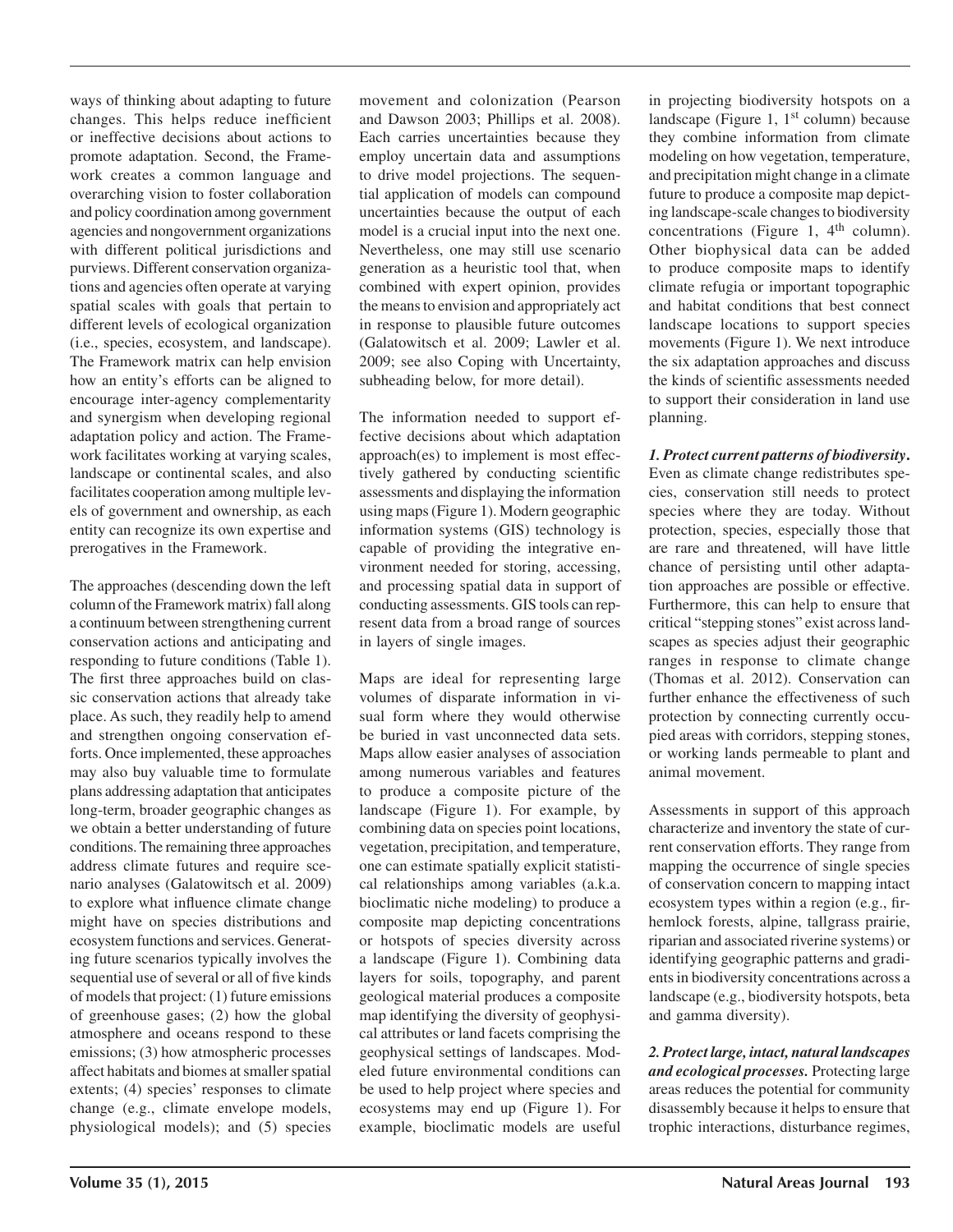ways of thinking about adapting to future changes. This helps reduce inefficient or ineffective decisions about actions to promote adaptation. Second, the Framework creates a common language and overarching vision to foster collaboration and policy coordination among government agencies and nongovernment organizations with different political jurisdictions and purviews. Different conservation organizations and agencies often operate at varying spatial scales with goals that pertain to different levels of ecological organization (i.e., species, ecosystem, and landscape). The Framework matrix can help envision how an entity's efforts can be aligned to encourage inter-agency complementarity and synergism when developing regional adaptation policy and action. The Framework facilitates working at varying scales, landscape or continental scales, and also facilitates cooperation among multiple levels of government and ownership, as each entity can recognize its own expertise and prerogatives in the Framework.

The approaches (descending down the left column of the Framework matrix) fall along a continuum between strengthening current conservation actions and anticipating and responding to future conditions (Table 1). The first three approaches build on classic conservation actions that already take place. As such, they readily help to amend and strengthen ongoing conservation efforts. Once implemented, these approaches may also buy valuable time to formulate plans addressing adaptation that anticipates long-term, broader geographic changes as we obtain a better understanding of future conditions. The remaining three approaches address climate futures and require scenario analyses (Galatowitsch et al. 2009) to explore what influence climate change might have on species distributions and ecosystem functions and services. Generating future scenarios typically involves the sequential use of several or all of five kinds of models that project: (1) future emissions of greenhouse gases; (2) how the global atmosphere and oceans respond to these emissions; (3) how atmospheric processes affect habitats and biomes at smaller spatial extents; (4) species' responses to climate change (e.g., climate envelope models, physiological models); and (5) species movement and colonization (Pearson and Dawson 2003; Phillips et al. 2008). Each carries uncertainties because they employ uncertain data and assumptions to drive model projections. The sequential application of models can compound uncertainties because the output of each model is a crucial input into the next one. Nevertheless, one may still use scenario generation as a heuristic tool that, when combined with expert opinion, provides the means to envision and appropriately act in response to plausible future outcomes (Galatowitsch et al. 2009; Lawler et al. 2009; see also Coping with Uncertainty, subheading below, for more detail).

The information needed to support effective decisions about which adaptation approach(es) to implement is most effectively gathered by conducting scientific assessments and displaying the information using maps (Figure 1). Modern geographic information systems (GIS) technology is capable of providing the integrative environment needed for storing, accessing, and processing spatial data in support of conducting assessments. GIS tools can represent data from a broad range of sources in layers of single images.

Maps are ideal for representing large volumes of disparate information in visual form where they would otherwise be buried in vast unconnected data sets. Maps allow easier analyses of association among numerous variables and features to produce a composite picture of the landscape (Figure 1). For example, by combining data on species point locations, vegetation, precipitation, and temperature, one can estimate spatially explicit statistical relationships among variables (a.k.a. bioclimatic niche modeling) to produce a composite map depicting concentrations or hotspots of species diversity across a landscape (Figure 1). Combining data layers for soils, topography, and parent geological material produces a composite map identifying the diversity of geophysical attributes or land facets comprising the geophysical settings of landscapes. Modeled future environmental conditions can be used to help project where species and ecosystems may end up (Figure 1). For example, bioclimatic models are useful in projecting biodiversity hotspots on a landscape (Figure 1, 1st column) because they combine information from climate modeling on how vegetation, temperature, and precipitation might change in a climate future to produce a composite map depicting landscape-scale changes to biodiversity concentrations (Figure 1, 4th column). Other biophysical data can be added to produce composite maps to identify climate refugia or important topographic and habitat conditions that best connect landscape locations to support species movements (Figure 1). We next introduce the six adaptation approaches and discuss the kinds of scientific assessments needed to support their consideration in land use planning.

***1. Protect current patterns of biodiversity.*** Even as climate change redistributes species, conservation still needs to protect species where they are today. Without protection, species, especially those that are rare and threatened, will have little chance of persisting until other adaptation approaches are possible or effective. Furthermore, this can help to ensure that critical "stepping stones" exist across landscapes as species adjust their geographic ranges in response to climate change (Thomas et al. 2012). Conservation can further enhance the effectiveness of such protection by connecting currently occupied areas with corridors, stepping stones, or working lands permeable to plant and animal movement.

Assessments in support of this approach characterize and inventory the state of current conservation efforts. They range from mapping the occurrence of single species of conservation concern to mapping intact ecosystem types within a region (e.g., fir-hemlock forests, alpine, tallgrass prairie, riparian and associated riverine systems) or identifying geographic patterns and gradients in biodiversity concentrations across a landscape (e.g., biodiversity hotspots, beta and gamma diversity).

***2. Protect large, intact, natural landscapes and ecological processes.*** Protecting large areas reduces the potential for community disassembly because it helps to ensure that trophic interactions, disturbance regimes,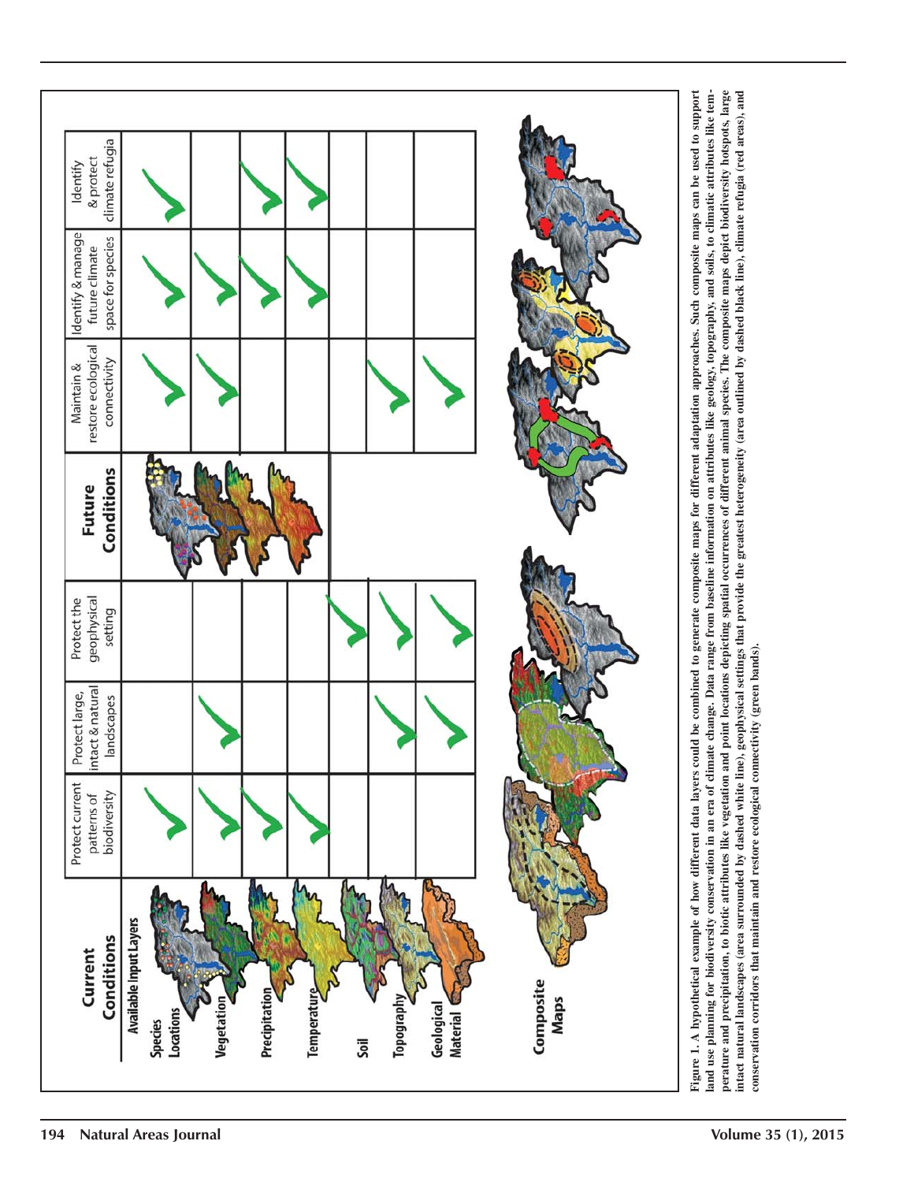| Current Conditions — Available Input Layers | Protect current patterns of biodiversity | Protect large, intact & natural landscapes | Protect the geophysical setting | Future Conditions | Maintain & restore ecological connectivity | Identify & manage future climate space for species | Identify & protect climate refugia |
|---|---|---|---|---|---|---|---|
| Species Locations | ✓ | | | | ✓ | ✓ | ✓ |
| Vegetation | ✓ | ✓ | | | ✓ | ✓ | |
| Precipitation | ✓ | | | | | ✓ | ✓ |
| Temperature | ✓ | | | | | ✓ | ✓ |
| Soil | | | ✓ | | | | |
| Topography | | ✓ | ✓ | | ✓ | | |
| Geological Material | | ✓ | ✓ | | ✓ | | |

Composite Maps

**Figure 1. A hypothetical example of how different data layers could be combined to generate composite maps for different adaptation approaches. Such composite maps can be used to support land use planning for biodiversity conservation in an era of climate change. Data range from baseline information on attributes like geology, topography, and soils, to climatic attributes like temperature and precipitation, to biotic attributes like vegetation and point locations depicting spatial occurrences of different animal species. The composite maps depict biodiversity hotspots, large intact natural landscapes (area surrounded by dashed white line), geophysical settings that provide the greatest heterogeneity (area outlined by dashed black line), climate refugia (red areas), and conservation corridors that maintain and restore ecological connectivity (green bands).**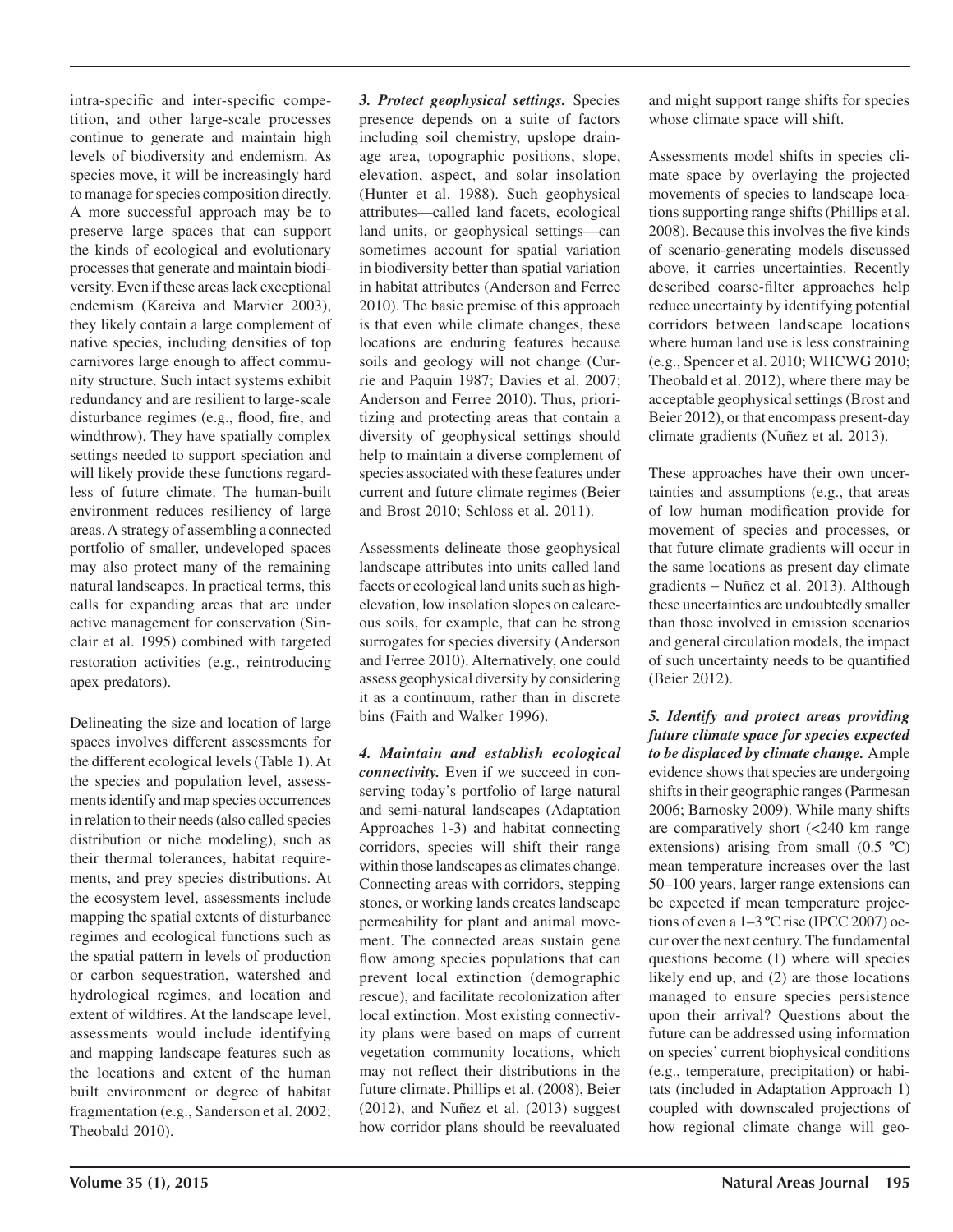intra-specific and inter-specific competition, and other large-scale processes continue to generate and maintain high levels of biodiversity and endemism. As species move, it will be increasingly hard to manage for species composition directly. A more successful approach may be to preserve large spaces that can support the kinds of ecological and evolutionary processes that generate and maintain biodiversity. Even if these areas lack exceptional endemism (Kareiva and Marvier 2003), they likely contain a large complement of native species, including densities of top carnivores large enough to affect community structure. Such intact systems exhibit redundancy and are resilient to large-scale disturbance regimes (e.g., flood, fire, and windthrow). They have spatially complex settings needed to support speciation and will likely provide these functions regardless of future climate. The human-built environment reduces resiliency of large areas. A strategy of assembling a connected portfolio of smaller, undeveloped spaces may also protect many of the remaining natural landscapes. In practical terms, this calls for expanding areas that are under active management for conservation (Sinclair et al. 1995) combined with targeted restoration activities (e.g., reintroducing apex predators).

Delineating the size and location of large spaces involves different assessments for the different ecological levels (Table 1). At the species and population level, assessments identify and map species occurrences in relation to their needs (also called species distribution or niche modeling), such as their thermal tolerances, habitat requirements, and prey species distributions. At the ecosystem level, assessments include mapping the spatial extents of disturbance regimes and ecological functions such as the spatial pattern in levels of production or carbon sequestration, watershed and hydrological regimes, and location and extent of wildfires. At the landscape level, assessments would include identifying and mapping landscape features such as the locations and extent of the human built environment or degree of habitat fragmentation (e.g., Sanderson et al. 2002; Theobald 2010).

***3. Protect geophysical settings.*** Species presence depends on a suite of factors including soil chemistry, upslope drainage area, topographic positions, slope, elevation, aspect, and solar insolation (Hunter et al. 1988). Such geophysical attributes—called land facets, ecological land units, or geophysical settings—can sometimes account for spatial variation in biodiversity better than spatial variation in habitat attributes (Anderson and Ferree 2010). The basic premise of this approach is that even while climate changes, these locations are enduring features because soils and geology will not change (Currie and Paquin 1987; Davies et al. 2007; Anderson and Ferree 2010). Thus, prioritizing and protecting areas that contain a diversity of geophysical settings should help to maintain a diverse complement of species associated with these features under current and future climate regimes (Beier and Brost 2010; Schloss et al. 2011).

Assessments delineate those geophysical landscape attributes into units called land facets or ecological land units such as high-elevation, low insolation slopes on calcareous soils, for example, that can be strong surrogates for species diversity (Anderson and Ferree 2010). Alternatively, one could assess geophysical diversity by considering it as a continuum, rather than in discrete bins (Faith and Walker 1996).

***4. Maintain and establish ecological connectivity.*** Even if we succeed in conserving today's portfolio of large natural and semi-natural landscapes (Adaptation Approaches 1-3) and habitat connecting corridors, species will shift their range within those landscapes as climates change. Connecting areas with corridors, stepping stones, or working lands creates landscape permeability for plant and animal movement. The connected areas sustain gene flow among species populations that can prevent local extinction (demographic rescue), and facilitate recolonization after local extinction. Most existing connectivity plans were based on maps of current vegetation community locations, which may not reflect their distributions in the future climate. Phillips et al. (2008), Beier (2012), and Nuñez et al. (2013) suggest how corridor plans should be reevaluated and might support range shifts for species whose climate space will shift.

Assessments model shifts in species climate space by overlaying the projected movements of species to landscape locations supporting range shifts (Phillips et al. 2008). Because this involves the five kinds of scenario-generating models discussed above, it carries uncertainties. Recently described coarse-filter approaches help reduce uncertainty by identifying potential corridors between landscape locations where human land use is less constraining (e.g., Spencer et al. 2010; WHCWG 2010; Theobald et al. 2012), where there may be acceptable geophysical settings (Brost and Beier 2012), or that encompass present-day climate gradients (Nuñez et al. 2013).

These approaches have their own uncertainties and assumptions (e.g., that areas of low human modification provide for movement of species and processes, or that future climate gradients will occur in the same locations as present day climate gradients – Nuñez et al. 2013). Although these uncertainties are undoubtedly smaller than those involved in emission scenarios and general circulation models, the impact of such uncertainty needs to be quantified (Beier 2012).

***5. Identify and protect areas providing future climate space for species expected to be displaced by climate change.*** Ample evidence shows that species are undergoing shifts in their geographic ranges (Parmesan 2006; Barnosky 2009). While many shifts are comparatively short (<240 km range extensions) arising from small (0.5 ºC) mean temperature increases over the last 50–100 years, larger range extensions can be expected if mean temperature projections of even a 1–3 ºC rise (IPCC 2007) occur over the next century. The fundamental questions become (1) where will species likely end up, and (2) are those locations managed to ensure species persistence upon their arrival? Questions about the future can be addressed using information on species' current biophysical conditions (e.g., temperature, precipitation) or habitats (included in Adaptation Approach 1) coupled with downscaled projections of how regional climate change will geo-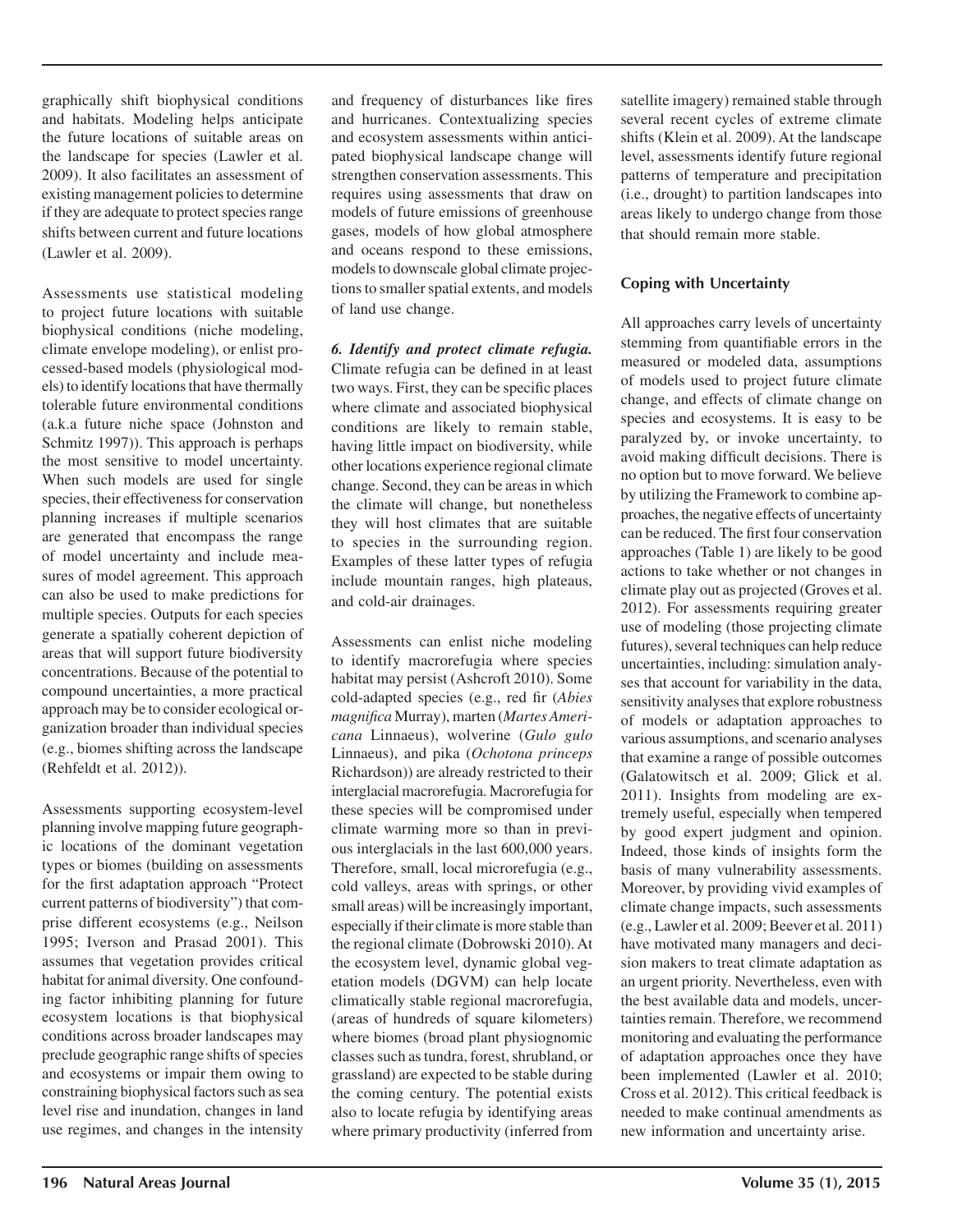graphically shift biophysical conditions and habitats. Modeling helps anticipate the future locations of suitable areas on the landscape for species (Lawler et al. 2009). It also facilitates an assessment of existing management policies to determine if they are adequate to protect species range shifts between current and future locations (Lawler et al. 2009).

Assessments use statistical modeling to project future locations with suitable biophysical conditions (niche modeling, climate envelope modeling), or enlist processed-based models (physiological models) to identify locations that have thermally tolerable future environmental conditions (a.k.a future niche space (Johnston and Schmitz 1997)). This approach is perhaps the most sensitive to model uncertainty. When such models are used for single species, their effectiveness for conservation planning increases if multiple scenarios are generated that encompass the range of model uncertainty and include measures of model agreement. This approach can also be used to make predictions for multiple species. Outputs for each species generate a spatially coherent depiction of areas that will support future biodiversity concentrations. Because of the potential to compound uncertainties, a more practical approach may be to consider ecological organization broader than individual species (e.g., biomes shifting across the landscape (Rehfeldt et al. 2012)).

Assessments supporting ecosystem-level planning involve mapping future geographic locations of the dominant vegetation types or biomes (building on assessments for the first adaptation approach "Protect current patterns of biodiversity") that comprise different ecosystems (e.g., Neilson 1995; Iverson and Prasad 2001). This assumes that vegetation provides critical habitat for animal diversity. One confounding factor inhibiting planning for future ecosystem locations is that biophysical conditions across broader landscapes may preclude geographic range shifts of species and ecosystems or impair them owing to constraining biophysical factors such as sea level rise and inundation, changes in land use regimes, and changes in the intensity and frequency of disturbances like fires and hurricanes. Contextualizing species and ecosystem assessments within anticipated biophysical landscape change will strengthen conservation assessments. This requires using assessments that draw on models of future emissions of greenhouse gases, models of how global atmosphere and oceans respond to these emissions, models to downscale global climate projections to smaller spatial extents, and models of land use change.

***6. Identify and protect climate refugia.*** Climate refugia can be defined in at least two ways. First, they can be specific places where climate and associated biophysical conditions are likely to remain stable, having little impact on biodiversity, while other locations experience regional climate change. Second, they can be areas in which the climate will change, but nonetheless they will host climates that are suitable to species in the surrounding region. Examples of these latter types of refugia include mountain ranges, high plateaus, and cold-air drainages.

Assessments can enlist niche modeling to identify macrorefugia where species habitat may persist (Ashcroft 2010). Some cold-adapted species (e.g., red fir (*Abies magnifica* Murray), marten (*Martes Americana* Linnaeus), wolverine (*Gulo gulo* Linnaeus), and pika (*Ochotona princeps* Richardson)) are already restricted to their interglacial macrorefugia. Macrorefugia for these species will be compromised under climate warming more so than in previous interglacials in the last 600,000 years. Therefore, small, local microrefugia (e.g., cold valleys, areas with springs, or other small areas) will be increasingly important, especially if their climate is more stable than the regional climate (Dobrowski 2010). At the ecosystem level, dynamic global vegetation models (DGVM) can help locate climatically stable regional macrorefugia, (areas of hundreds of square kilometers) where biomes (broad plant physiognomic classes such as tundra, forest, shrubland, or grassland) are expected to be stable during the coming century. The potential exists also to locate refugia by identifying areas where primary productivity (inferred from satellite imagery) remained stable through several recent cycles of extreme climate shifts (Klein et al. 2009). At the landscape level, assessments identify future regional patterns of temperature and precipitation (i.e., drought) to partition landscapes into areas likely to undergo change from those that should remain more stable.

## Coping with Uncertainty

All approaches carry levels of uncertainty stemming from quantifiable errors in the measured or modeled data, assumptions of models used to project future climate change, and effects of climate change on species and ecosystems. It is easy to be paralyzed by, or invoke uncertainty, to avoid making difficult decisions. There is no option but to move forward. We believe by utilizing the Framework to combine approaches, the negative effects of uncertainty can be reduced. The first four conservation approaches (Table 1) are likely to be good actions to take whether or not changes in climate play out as projected (Groves et al. 2012). For assessments requiring greater use of modeling (those projecting climate futures), several techniques can help reduce uncertainties, including: simulation analyses that account for variability in the data, sensitivity analyses that explore robustness of models or adaptation approaches to various assumptions, and scenario analyses that examine a range of possible outcomes (Galatowitsch et al. 2009; Glick et al. 2011). Insights from modeling are extremely useful, especially when tempered by good expert judgment and opinion. Indeed, those kinds of insights form the basis of many vulnerability assessments. Moreover, by providing vivid examples of climate change impacts, such assessments (e.g., Lawler et al. 2009; Beever et al. 2011) have motivated many managers and decision makers to treat climate adaptation as an urgent priority. Nevertheless, even with the best available data and models, uncertainties remain. Therefore, we recommend monitoring and evaluating the performance of adaptation approaches once they have been implemented (Lawler et al. 2010; Cross et al. 2012). This critical feedback is needed to make continual amendments as new information and uncertainty arise.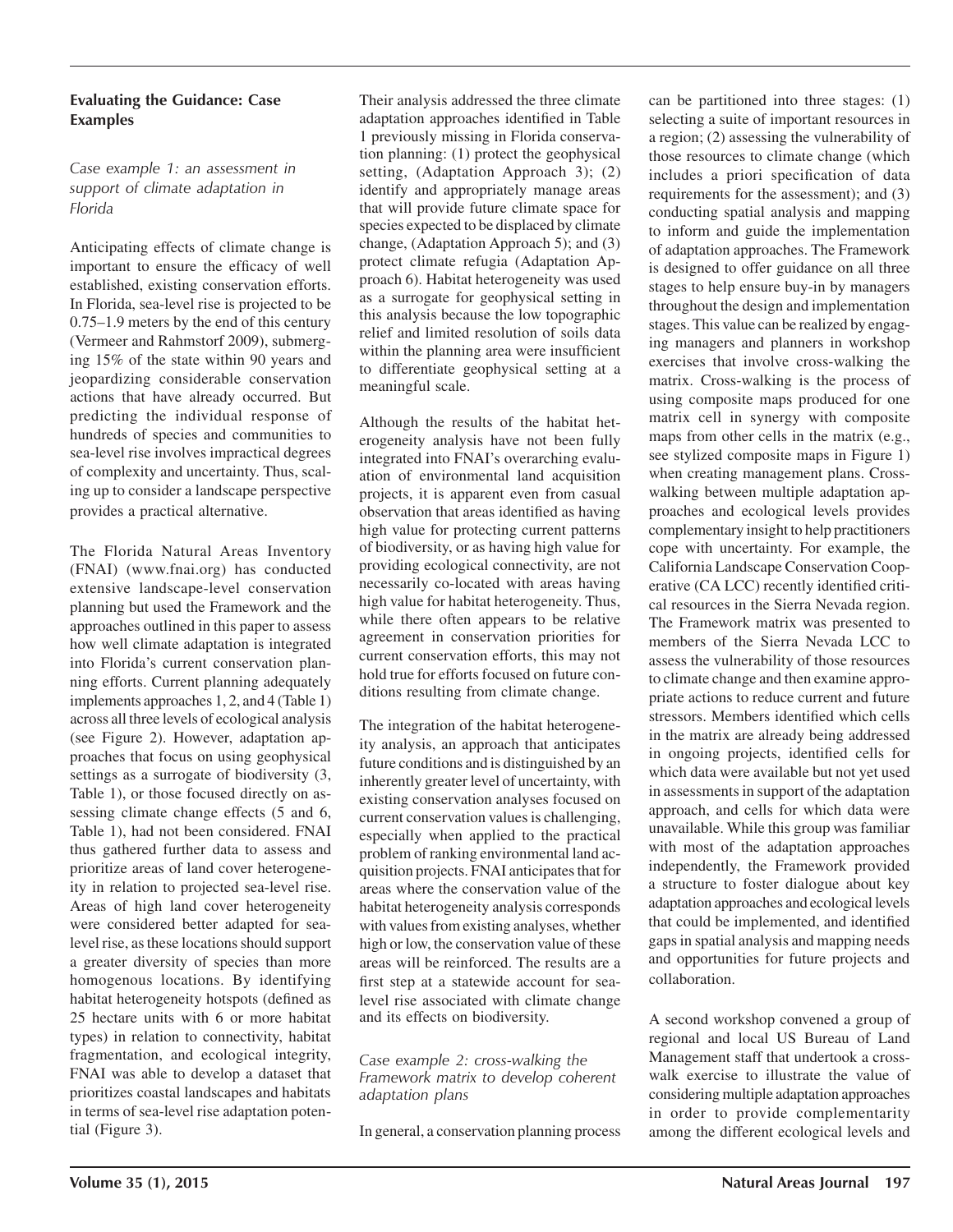### Evaluating the Guidance: Case Examples

*Case example 1: an assessment in support of climate adaptation in Florida*

Anticipating effects of climate change is important to ensure the efficacy of well established, existing conservation efforts. In Florida, sea-level rise is projected to be 0.75–1.9 meters by the end of this century (Vermeer and Rahmstorf 2009), submerging 15% of the state within 90 years and jeopardizing considerable conservation actions that have already occurred. But predicting the individual response of hundreds of species and communities to sea-level rise involves impractical degrees of complexity and uncertainty. Thus, scaling up to consider a landscape perspective provides a practical alternative.

The Florida Natural Areas Inventory (FNAI) (www.fnai.org) has conducted extensive landscape-level conservation planning but used the Framework and the approaches outlined in this paper to assess how well climate adaptation is integrated into Florida's current conservation planning efforts. Current planning adequately implements approaches 1, 2, and 4 (Table 1) across all three levels of ecological analysis (see Figure 2). However, adaptation approaches that focus on using geophysical settings as a surrogate of biodiversity (3, Table 1), or those focused directly on assessing climate change effects (5 and 6, Table 1), had not been considered. FNAI thus gathered further data to assess and prioritize areas of land cover heterogeneity in relation to projected sea-level rise. Areas of high land cover heterogeneity were considered better adapted for sea-level rise, as these locations should support a greater diversity of species than more homogenous locations. By identifying habitat heterogeneity hotspots (defined as 25 hectare units with 6 or more habitat types) in relation to connectivity, habitat fragmentation, and ecological integrity, FNAI was able to develop a dataset that prioritizes coastal landscapes and habitats in terms of sea-level rise adaptation potential (Figure 3).

Their analysis addressed the three climate adaptation approaches identified in Table 1 previously missing in Florida conservation planning: (1) protect the geophysical setting, (Adaptation Approach 3); (2) identify and appropriately manage areas that will provide future climate space for species expected to be displaced by climate change, (Adaptation Approach 5); and (3) protect climate refugia (Adaptation Approach 6). Habitat heterogeneity was used as a surrogate for geophysical setting in this analysis because the low topographic relief and limited resolution of soils data within the planning area were insufficient to differentiate geophysical setting at a meaningful scale.

Although the results of the habitat heterogeneity analysis have not been fully integrated into FNAI's overarching evaluation of environmental land acquisition projects, it is apparent even from casual observation that areas identified as having high value for protecting current patterns of biodiversity, or as having high value for providing ecological connectivity, are not necessarily co-located with areas having high value for habitat heterogeneity. Thus, while there often appears to be relative agreement in conservation priorities for current conservation efforts, this may not hold true for efforts focused on future conditions resulting from climate change.

The integration of the habitat heterogeneity analysis, an approach that anticipates future conditions and is distinguished by an inherently greater level of uncertainty, with existing conservation analyses focused on current conservation values is challenging, especially when applied to the practical problem of ranking environmental land acquisition projects. FNAI anticipates that for areas where the conservation value of the habitat heterogeneity analysis corresponds with values from existing analyses, whether high or low, the conservation value of these areas will be reinforced. The results are a first step at a statewide account for sea-level rise associated with climate change and its effects on biodiversity.

*Case example 2: cross-walking the Framework matrix to develop coherent adaptation plans*

In general, a conservation planning process can be partitioned into three stages: (1) selecting a suite of important resources in a region; (2) assessing the vulnerability of those resources to climate change (which includes a priori specification of data requirements for the assessment); and (3) conducting spatial analysis and mapping to inform and guide the implementation of adaptation approaches. The Framework is designed to offer guidance on all three stages to help ensure buy-in by managers throughout the design and implementation stages. This value can be realized by engaging managers and planners in workshop exercises that involve cross-walking the matrix. Cross-walking is the process of using composite maps produced for one matrix cell in synergy with composite maps from other cells in the matrix (e.g., see stylized composite maps in Figure 1) when creating management plans. Cross-walking between multiple adaptation approaches and ecological levels provides complementary insight to help practitioners cope with uncertainty. For example, the California Landscape Conservation Cooperative (CA LCC) recently identified critical resources in the Sierra Nevada region. The Framework matrix was presented to members of the Sierra Nevada LCC to assess the vulnerability of those resources to climate change and then examine appropriate actions to reduce current and future stressors. Members identified which cells in the matrix are already being addressed in ongoing projects, identified cells for which data were available but not yet used in assessments in support of the adaptation approach, and cells for which data were unavailable. While this group was familiar with most of the adaptation approaches independently, the Framework provided a structure to foster dialogue about key adaptation approaches and ecological levels that could be implemented, and identified gaps in spatial analysis and mapping needs and opportunities for future projects and collaboration.

A second workshop convened a group of regional and local US Bureau of Land Management staff that undertook a cross-walk exercise to illustrate the value of considering multiple adaptation approaches in order to provide complementarity among the different ecological levels and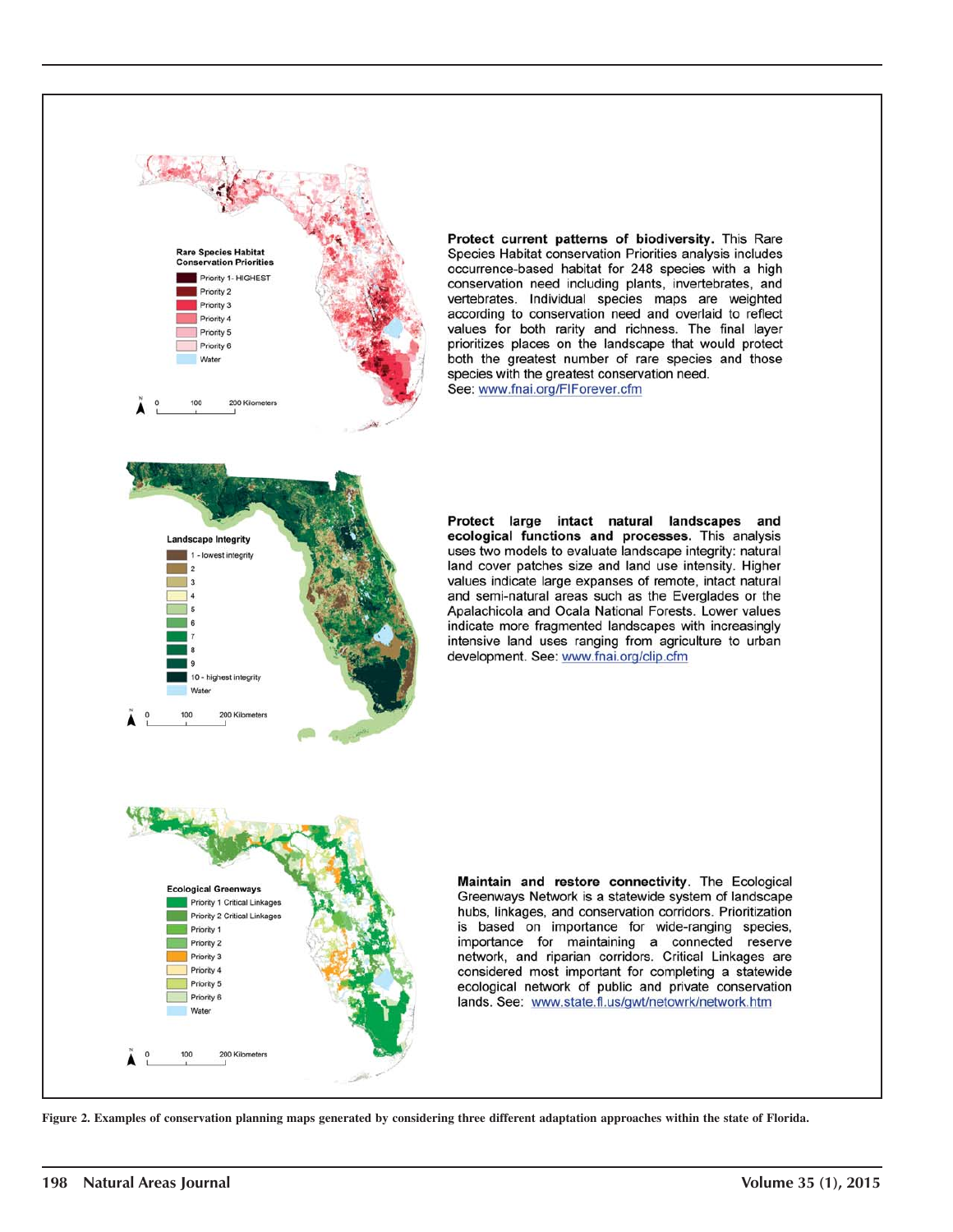Rare Species Habitat Conservation Priorities

- Priority 1- HIGHEST
- Priority 2
- Priority 3
- Priority 4
- Priority 5
- Priority 6
- Water

0 100 200 Kilometers

**Protect current patterns of biodiversity.** This Rare Species Habitat conservation Priorities analysis includes occurrence-based habitat for 248 species with a high conservation need including plants, invertebrates, and vertebrates. Individual species maps are weighted according to conservation need and overlaid to reflect values for both rarity and richness. The final layer prioritizes places on the landscape that would protect both the greatest number of rare species and those species with the greatest conservation need. See: www.fnai.org/FlForever.cfm

Landscape Integrity

- 1 - lowest integrity
- 2
- 3
- 4
- 5
- 6
- 7
- 8
- 9
- 10 - highest integrity
- Water

0 100 200 Kilometers

**Protect large intact natural landscapes and ecological functions and processes.** This analysis uses two models to evaluate landscape integrity: natural land cover patches size and land use intensity. Higher values indicate large expanses of remote, intact natural and semi-natural areas such as the Everglades or the Apalachicola and Ocala National Forests. Lower values indicate more fragmented landscapes with increasingly intensive land uses ranging from agriculture to urban development. See: www.fnai.org/clip.cfm

Ecological Greenways

- Priority 1 Critical Linkages
- Priority 2 Critical Linkages
- Priority 1
- Priority 2
- Priority 3
- Priority 4
- Priority 5
- Priority 6
- Water

0 100 200 Kilometers

**Maintain and restore connectivity.** The Ecological Greenways Network is a statewide system of landscape hubs, linkages, and conservation corridors. Prioritization is based on importance for wide-ranging species, importance for maintaining a connected reserve network, and riparian corridors. Critical Linkages are considered most important for completing a statewide ecological network of public and private conservation lands. See: www.state.fl.us/gwt/netowrk/network.htm

**Figure 2. Examples of conservation planning maps generated by considering three different adaptation approaches within the state of Florida.**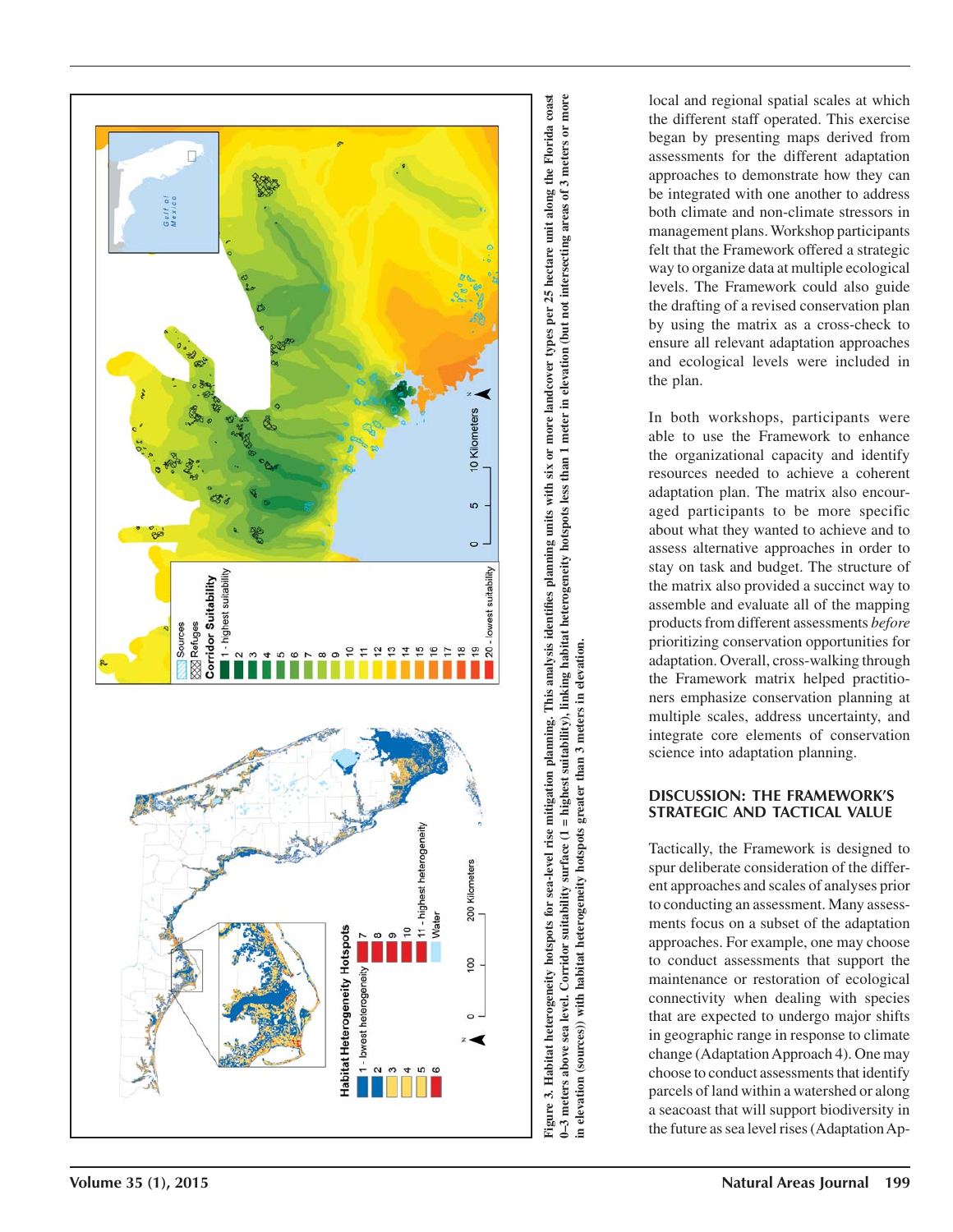Habitat Heterogeneity Hotspots

1 - lowest heterogeneity

2

3

4

5

6

7

8

9

10

11 - highest heterogeneity

Water

0 100 200 Kilometers

N

Sources

Refuges

Corridor Suitability

1 - highest suitability

2

3

4

5

6

7

8

9

10

11

12

13

14

15

16

17

18

19

20 - lowest suitability

0 5 10 Kilometers

N

Gulf of Mexico

**Figure 3. Habitat heterogeneity hotspots for sea-level rise mitigation planning. This analysis identifies planning units with six or more landcover types per 25 hectare unit along the Florida coast 0–3 meters above sea level. Corridor suitability surface (1 = highest suitability), linking habitat heterogeneity hotspots less than 1 meter in elevation (but not intersecting areas of 3 meters or more in elevation (sources)) with habitat heterogeneity hotspots greater than 3 meters in elevation.**

local and regional spatial scales at which the different staff operated. This exercise began by presenting maps derived from assessments for the different adaptation approaches to demonstrate how they can be integrated with one another to address both climate and non-climate stressors in management plans. Workshop participants felt that the Framework offered a strategic way to organize data at multiple ecological levels. The Framework could also guide the drafting of a revised conservation plan by using the matrix as a cross-check to ensure all relevant adaptation approaches and ecological levels were included in the plan.

In both workshops, participants were able to use the Framework to enhance the organizational capacity and identify resources needed to achieve a coherent adaptation plan. The matrix also encouraged participants to be more specific about what they wanted to achieve and to assess alternative approaches in order to stay on task and budget. The structure of the matrix also provided a succinct way to assemble and evaluate all of the mapping products from different assessments *before* prioritizing conservation opportunities for adaptation. Overall, cross-walking through the Framework matrix helped practitioners emphasize conservation planning at multiple scales, address uncertainty, and integrate core elements of conservation science into adaptation planning.

## DISCUSSION: THE FRAMEWORK'S STRATEGIC AND TACTICAL VALUE

Tactically, the Framework is designed to spur deliberate consideration of the different approaches and scales of analyses prior to conducting an assessment. Many assessments focus on a subset of the adaptation approaches. For example, one may choose to conduct assessments that support the maintenance or restoration of ecological connectivity when dealing with species that are expected to undergo major shifts in geographic range in response to climate change (Adaptation Approach 4). One may choose to conduct assessments that identify parcels of land within a watershed or along a seacoast that will support biodiversity in the future as sea level rises (Adaptation Ap-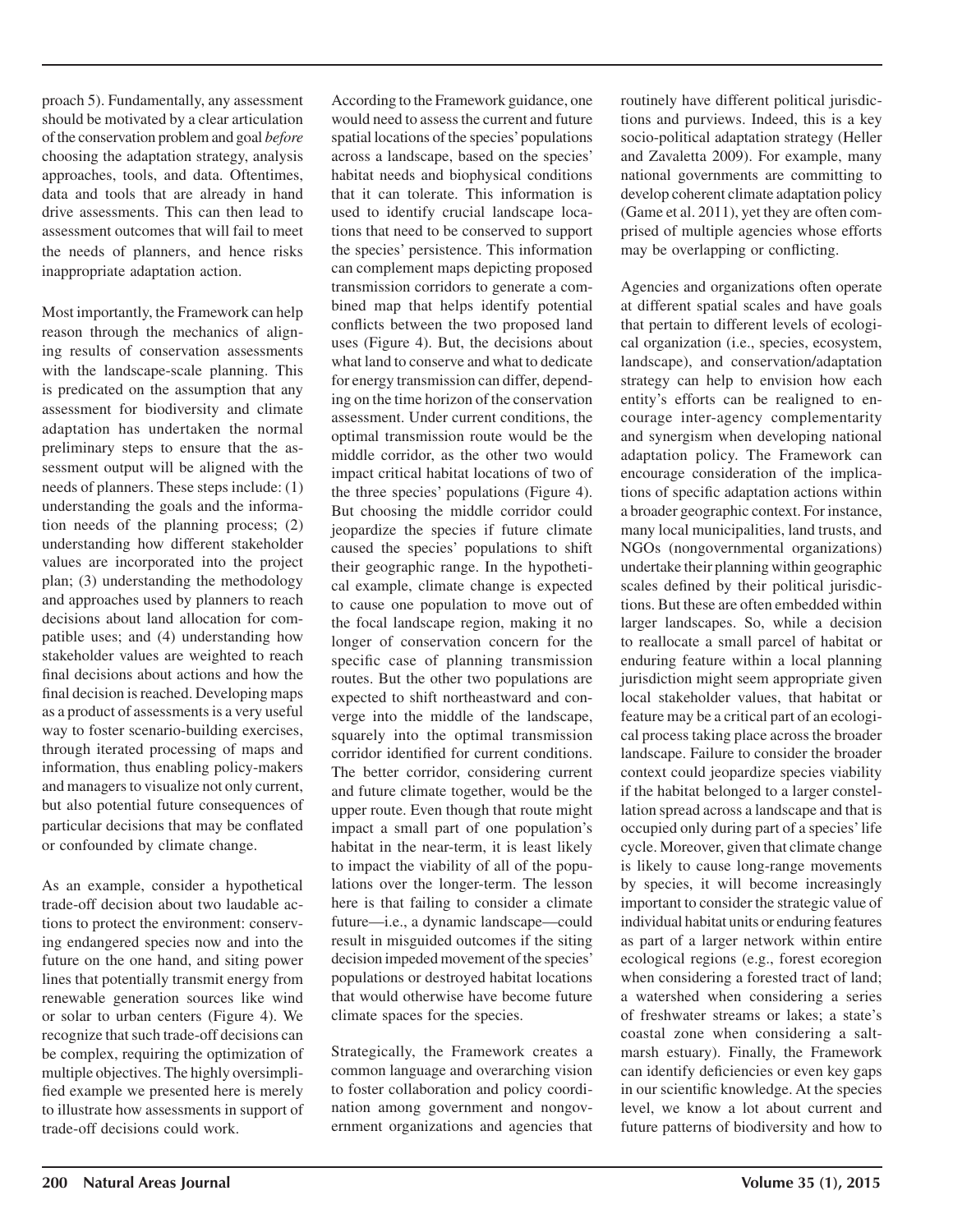proach 5). Fundamentally, any assessment should be motivated by a clear articulation of the conservation problem and goal *before* choosing the adaptation strategy, analysis approaches, tools, and data. Oftentimes, data and tools that are already in hand drive assessments. This can then lead to assessment outcomes that will fail to meet the needs of planners, and hence risks inappropriate adaptation action.

Most importantly, the Framework can help reason through the mechanics of aligning results of conservation assessments with the landscape-scale planning. This is predicated on the assumption that any assessment for biodiversity and climate adaptation has undertaken the normal preliminary steps to ensure that the assessment output will be aligned with the needs of planners. These steps include: (1) understanding the goals and the information needs of the planning process; (2) understanding how different stakeholder values are incorporated into the project plan; (3) understanding the methodology and approaches used by planners to reach decisions about land allocation for compatible uses; and (4) understanding how stakeholder values are weighted to reach final decisions about actions and how the final decision is reached. Developing maps as a product of assessments is a very useful way to foster scenario-building exercises, through iterated processing of maps and information, thus enabling policy-makers and managers to visualize not only current, but also potential future consequences of particular decisions that may be conflated or confounded by climate change.

As an example, consider a hypothetical trade-off decision about two laudable actions to protect the environment: conserving endangered species now and into the future on the one hand, and siting power lines that potentially transmit energy from renewable generation sources like wind or solar to urban centers (Figure 4). We recognize that such trade-off decisions can be complex, requiring the optimization of multiple objectives. The highly oversimplified example we presented here is merely to illustrate how assessments in support of trade-off decisions could work.

According to the Framework guidance, one would need to assess the current and future spatial locations of the species' populations across a landscape, based on the species' habitat needs and biophysical conditions that it can tolerate. This information is used to identify crucial landscape locations that need to be conserved to support the species' persistence. This information can complement maps depicting proposed transmission corridors to generate a combined map that helps identify potential conflicts between the two proposed land uses (Figure 4). But, the decisions about what land to conserve and what to dedicate for energy transmission can differ, depending on the time horizon of the conservation assessment. Under current conditions, the optimal transmission route would be the middle corridor, as the other two would impact critical habitat locations of two of the three species' populations (Figure 4). But choosing the middle corridor could jeopardize the species if future climate caused the species' populations to shift their geographic range. In the hypothetical example, climate change is expected to cause one population to move out of the focal landscape region, making it no longer of conservation concern for the specific case of planning transmission routes. But the other two populations are expected to shift northeastward and converge into the middle of the landscape, squarely into the optimal transmission corridor identified for current conditions. The better corridor, considering current and future climate together, would be the upper route. Even though that route might impact a small part of one population's habitat in the near-term, it is least likely to impact the viability of all of the populations over the longer-term. The lesson here is that failing to consider a climate future—i.e., a dynamic landscape—could result in misguided outcomes if the siting decision impeded movement of the species' populations or destroyed habitat locations that would otherwise have become future climate spaces for the species.

Strategically, the Framework creates a common language and overarching vision to foster collaboration and policy coordination among government and nongovernment organizations and agencies that routinely have different political jurisdictions and purviews. Indeed, this is a key socio-political adaptation strategy (Heller and Zavaletta 2009). For example, many national governments are committing to develop coherent climate adaptation policy (Game et al. 2011), yet they are often comprised of multiple agencies whose efforts may be overlapping or conflicting.

Agencies and organizations often operate at different spatial scales and have goals that pertain to different levels of ecological organization (i.e., species, ecosystem, landscape), and conservation/adaptation strategy can help to envision how each entity's efforts can be realigned to encourage inter-agency complementarity and synergism when developing national adaptation policy. The Framework can encourage consideration of the implications of specific adaptation actions within a broader geographic context. For instance, many local municipalities, land trusts, and NGOs (nongovernmental organizations) undertake their planning within geographic scales defined by their political jurisdictions. But these are often embedded within larger landscapes. So, while a decision to reallocate a small parcel of habitat or enduring feature within a local planning jurisdiction might seem appropriate given local stakeholder values, that habitat or feature may be a critical part of an ecological process taking place across the broader landscape. Failure to consider the broader context could jeopardize species viability if the habitat belonged to a larger constellation spread across a landscape and that is occupied only during part of a species' life cycle. Moreover, given that climate change is likely to cause long-range movements by species, it will become increasingly important to consider the strategic value of individual habitat units or enduring features as part of a larger network within entire ecological regions (e.g., forest ecoregion when considering a forested tract of land; a watershed when considering a series of freshwater streams or lakes; a state's coastal zone when considering a salt-marsh estuary). Finally, the Framework can identify deficiencies or even key gaps in our scientific knowledge. At the species level, we know a lot about current and future patterns of biodiversity and how to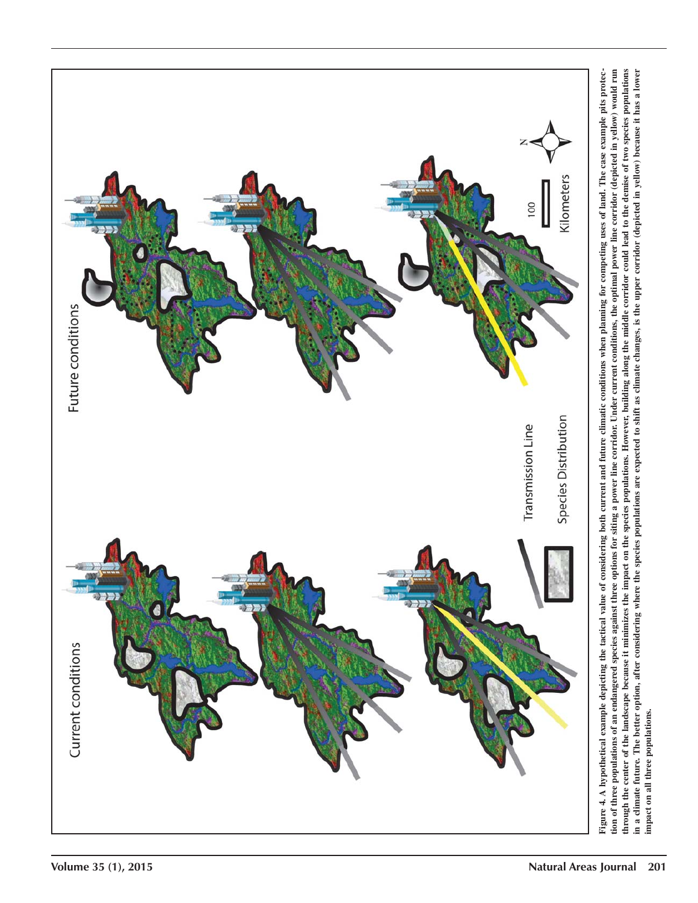Figure 4. A hypothetical example depicting the tactical value of considering both current and future climatic conditions when planning for competing uses of land. The case example pits protection of three populations of an endangered species against three options for siting a power line corridor. Under current conditions, the optimal power line corridor (depicted in yellow) would run through the center of the landscape because it minimizes the impact on the species populations. However, building along the middle corridor could lead to the demise of two species populations in a climate future. The better option, after considering where the species populations are expected to shift as climate changes, is the upper corridor (depicted in yellow) because it has a lower impact on all three populations.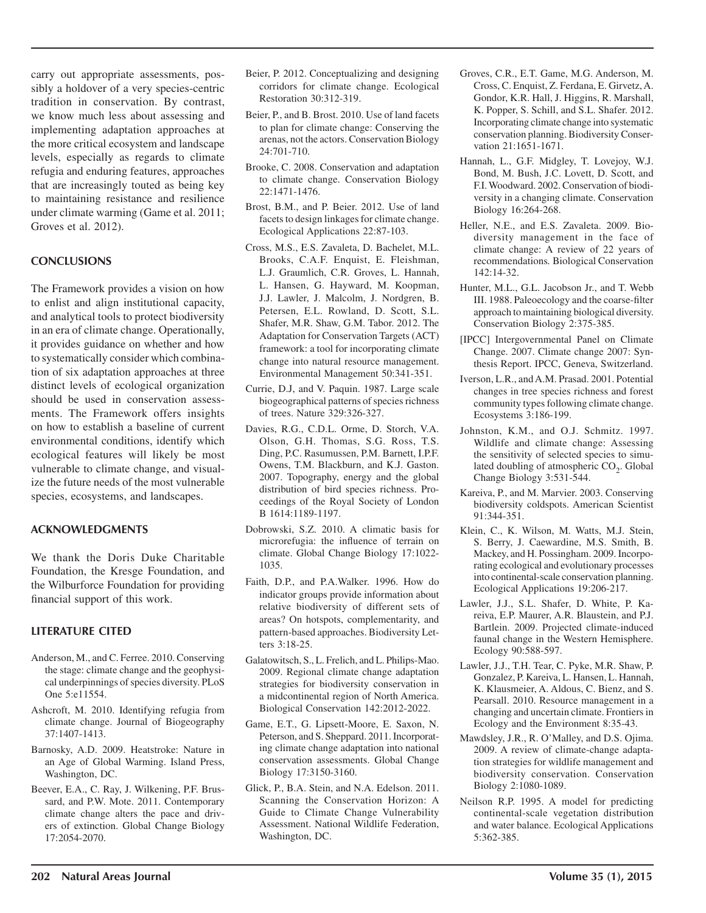carry out appropriate assessments, possibly a holdover of a very species-centric tradition in conservation. By contrast, we know much less about assessing and implementing adaptation approaches at the more critical ecosystem and landscape levels, especially as regards to climate refugia and enduring features, approaches that are increasingly touted as being key to maintaining resistance and resilience under climate warming (Game et al. 2011; Groves et al. 2012).

## CONCLUSIONS

The Framework provides a vision on how to enlist and align institutional capacity, and analytical tools to protect biodiversity in an era of climate change. Operationally, it provides guidance on whether and how to systematically consider which combination of six adaptation approaches at three distinct levels of ecological organization should be used in conservation assessments. The Framework offers insights on how to establish a baseline of current environmental conditions, identify which ecological features will likely be most vulnerable to climate change, and visualize the future needs of the most vulnerable species, ecosystems, and landscapes.

## ACKNOWLEDGMENTS

We thank the Doris Duke Charitable Foundation, the Kresge Foundation, and the Wilburforce Foundation for providing financial support of this work.

## LITERATURE CITED

Anderson, M., and C. Ferree. 2010. Conserving the stage: climate change and the geophysical underpinnings of species diversity. PLoS One 5:e11554.

Ashcroft, M. 2010. Identifying refugia from climate change. Journal of Biogeography 37:1407-1413.

Barnosky, A.D. 2009. Heatstroke: Nature in an Age of Global Warming. Island Press, Washington, DC.

Beever, E.A., C. Ray, J. Wilkening, P.F. Brussard, and P.W. Mote. 2011. Contemporary climate change alters the pace and drivers of extinction. Global Change Biology 17:2054-2070.

Beier, P. 2012. Conceptualizing and designing corridors for climate change. Ecological Restoration 30:312-319.

Beier, P., and B. Brost. 2010. Use of land facets to plan for climate change: Conserving the arenas, not the actors. Conservation Biology 24:701-710.

Brooke, C. 2008. Conservation and adaptation to climate change. Conservation Biology 22:1471-1476.

Brost, B.M., and P. Beier. 2012. Use of land facets to design linkages for climate change. Ecological Applications 22:87-103.

Cross, M.S., E.S. Zavaleta, D. Bachelet, M.L. Brooks, C.A.F. Enquist, E. Fleishman, L.J. Graumlich, C.R. Groves, L. Hannah, L. Hansen, G. Hayward, M. Koopman, J.J. Lawler, J. Malcolm, J. Nordgren, B. Petersen, E.L. Rowland, D. Scott, S.L. Shafer, M.R. Shaw, G.M. Tabor. 2012. The Adaptation for Conservation Targets (ACT) framework: a tool for incorporating climate change into natural resource management. Environmental Management 50:341-351.

Currie, D.J, and V. Paquin. 1987. Large scale biogeographical patterns of species richness of trees. Nature 329:326-327.

Davies, R.G., C.D.L. Orme, D. Storch, V.A. Olson, G.H. Thomas, S.G. Ross, T.S. Ding, P.C. Rasumussen, P.M. Barnett, I.P.F. Owens, T.M. Blackburn, and K.J. Gaston. 2007. Topography, energy and the global distribution of bird species richness. Proceedings of the Royal Society of London B 1614:1189-1197.

Dobrowski, S.Z. 2010. A climatic basis for microrefugia: the influence of terrain on climate. Global Change Biology 17:1022-1035.

Faith, D.P., and P.A.Walker. 1996. How do indicator groups provide information about relative biodiversity of different sets of areas? On hotspots, complementarity, and pattern-based approaches. Biodiversity Letters 3:18-25.

Galatowitsch, S., L. Frelich, and L. Philips-Mao. 2009. Regional climate change adaptation strategies for biodiversity conservation in a midcontinental region of North America. Biological Conservation 142:2012-2022.

Game, E.T., G. Lipsett-Moore, E. Saxon, N. Peterson, and S. Sheppard. 2011. Incorporating climate change adaptation into national conservation assessments. Global Change Biology 17:3150-3160.

Glick, P., B.A. Stein, and N.A. Edelson. 2011. Scanning the Conservation Horizon: A Guide to Climate Change Vulnerability Assessment. National Wildlife Federation, Washington, DC.

Groves, C.R., E.T. Game, M.G. Anderson, M. Cross, C. Enquist, Z. Ferdana, E. Girvetz, A. Gondor, K.R. Hall, J. Higgins, R. Marshall, K. Popper, S. Schill, and S.L. Shafer. 2012. Incorporating climate change into systematic conservation planning. Biodiversity Conservation 21:1651-1671.

Hannah, L., G.F. Midgley, T. Lovejoy, W.J. Bond, M. Bush, J.C. Lovett, D. Scott, and F.I. Woodward. 2002. Conservation of biodiversity in a changing climate. Conservation Biology 16:264-268.

Heller, N.E., and E.S. Zavaleta. 2009. Biodiversity management in the face of climate change: A review of 22 years of recommendations. Biological Conservation 142:14-32.

Hunter, M.L., G.L. Jacobson Jr., and T. Webb III. 1988. Paleoecology and the coarse-filter approach to maintaining biological diversity. Conservation Biology 2:375-385.

[IPCC] Intergovernmental Panel on Climate Change. 2007. Climate change 2007: Synthesis Report. IPCC, Geneva, Switzerland.

Iverson, L.R., and A.M. Prasad. 2001. Potential changes in tree species richness and forest community types following climate change. Ecosystems 3:186-199.

Johnston, K.M., and O.J. Schmitz. 1997. Wildlife and climate change: Assessing the sensitivity of selected species to simulated doubling of atmospheric $CO_2$. Global Change Biology 3:531-544.

Kareiva, P., and M. Marvier. 2003. Conserving biodiversity coldspots. American Scientist 91:344-351.

Klein, C., K. Wilson, M. Watts, M.J. Stein, S. Berry, J. Caewardine, M.S. Smith, B. Mackey, and H. Possingham. 2009. Incorporating ecological and evolutionary processes into continental-scale conservation planning. Ecological Applications 19:206-217.

Lawler, J.J., S.L. Shafer, D. White, P. Kareiva, E.P. Maurer, A.R. Blaustein, and P.J. Bartlein. 2009. Projected climate-induced faunal change in the Western Hemisphere. Ecology 90:588-597.

Lawler, J.J., T.H. Tear, C. Pyke, M.R. Shaw, P. Gonzalez, P. Kareiva, L. Hansen, L. Hannah, K. Klausmeier, A. Aldous, C. Bienz, and S. Pearsall. 2010. Resource management in a changing and uncertain climate. Frontiers in Ecology and the Environment 8:35-43.

Mawdsley, J.R., R. O'Malley, and D.S. Ojima. 2009. A review of climate-change adaptation strategies for wildlife management and biodiversity conservation. Conservation Biology 2:1080-1089.

Neilson R.P. 1995. A model for predicting continental-scale vegetation distribution and water balance. Ecological Applications 5:362-385.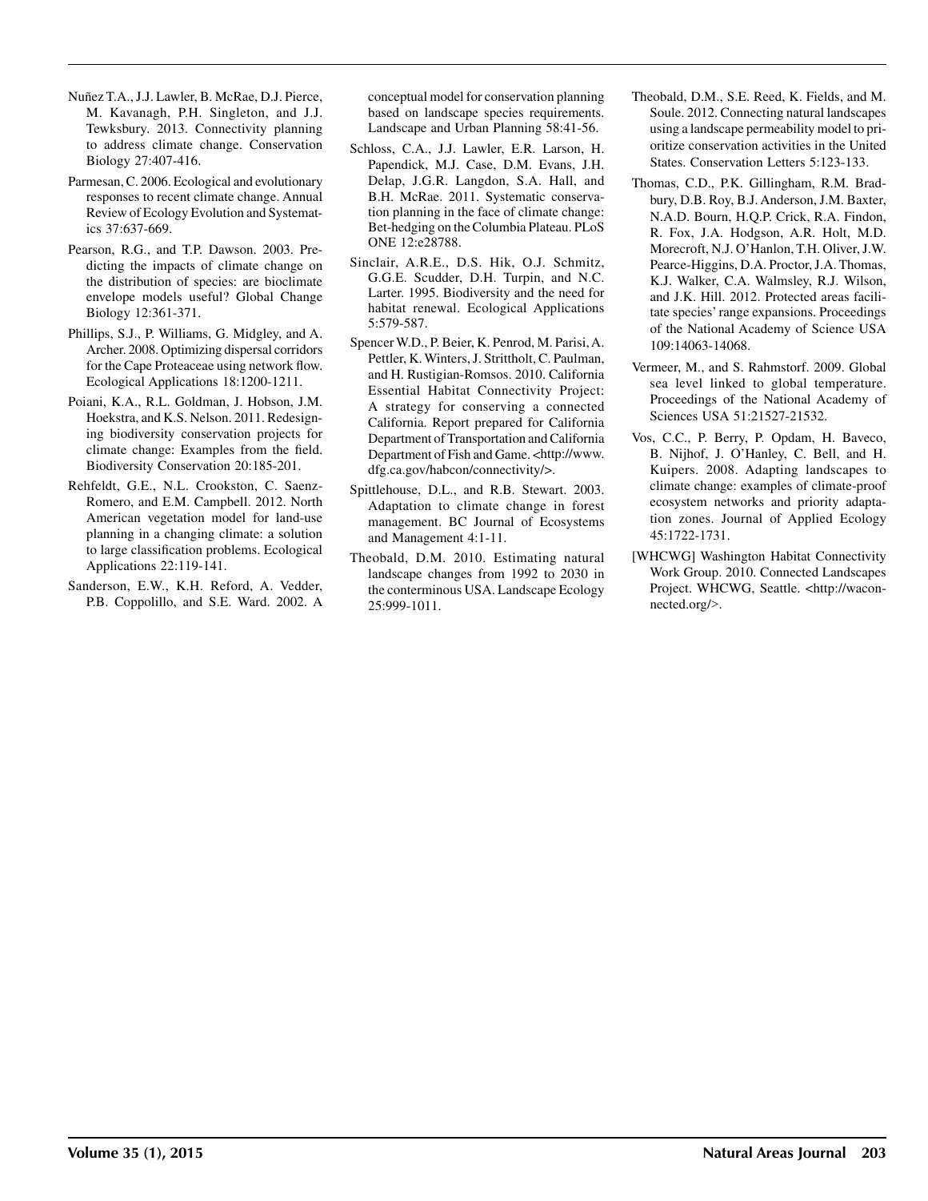Nuñez T.A., J.J. Lawler, B. McRae, D.J. Pierce, M. Kavanagh, P.H. Singleton, and J.J. Tewksbury. 2013. Connectivity planning to address climate change. Conservation Biology 27:407-416.

Parmesan, C. 2006. Ecological and evolutionary responses to recent climate change. Annual Review of Ecology Evolution and Systematics 37:637-669.

Pearson, R.G., and T.P. Dawson. 2003. Predicting the impacts of climate change on the distribution of species: are bioclimate envelope models useful? Global Change Biology 12:361-371.

Phillips, S.J., P. Williams, G. Midgley, and A. Archer. 2008. Optimizing dispersal corridors for the Cape Proteaceae using network flow. Ecological Applications 18:1200-1211.

Poiani, K.A., R.L. Goldman, J. Hobson, J.M. Hoekstra, and K.S. Nelson. 2011. Redesigning biodiversity conservation projects for climate change: Examples from the field. Biodiversity Conservation 20:185-201.

Rehfeldt, G.E., N.L. Crookston, C. Saenz-Romero, and E.M. Campbell. 2012. North American vegetation model for land-use planning in a changing climate: a solution to large classification problems. Ecological Applications 22:119-141.

Sanderson, E.W., K.H. Reford, A. Vedder, P.B. Coppolillo, and S.E. Ward. 2002. A conceptual model for conservation planning based on landscape species requirements. Landscape and Urban Planning 58:41-56.

Schloss, C.A., J.J. Lawler, E.R. Larson, H. Papendick, M.J. Case, D.M. Evans, J.H. Delap, J.G.R. Langdon, S.A. Hall, and B.H. McRae. 2011. Systematic conservation planning in the face of climate change: Bet-hedging on the Columbia Plateau. PLoS ONE 12:e28788.

Sinclair, A.R.E., D.S. Hik, O.J. Schmitz, G.G.E. Scudder, D.H. Turpin, and N.C. Larter. 1995. Biodiversity and the need for habitat renewal. Ecological Applications 5:579-587.

Spencer W.D., P. Beier, K. Penrod, M. Parisi, A. Pettler, K. Winters, J. Strittholt, C. Paulman, and H. Rustigian-Romsos. 2010. California Essential Habitat Connectivity Project: A strategy for conserving a connected California. Report prepared for California Department of Transportation and California Department of Fish and Game. <http://www.dfg.ca.gov/habcon/connectivity/>.

Spittlehouse, D.L., and R.B. Stewart. 2003. Adaptation to climate change in forest management. BC Journal of Ecosystems and Management 4:1-11.

Theobald, D.M. 2010. Estimating natural landscape changes from 1992 to 2030 in the conterminous USA. Landscape Ecology 25:999-1011.

Theobald, D.M., S.E. Reed, K. Fields, and M. Soule. 2012. Connecting natural landscapes using a landscape permeability model to prioritize conservation activities in the United States. Conservation Letters 5:123-133.

Thomas, C.D., P.K. Gillingham, R.M. Bradbury, D.B. Roy, B.J. Anderson, J.M. Baxter, N.A.D. Bourn, H.Q.P. Crick, R.A. Findon, R. Fox, J.A. Hodgson, A.R. Holt, M.D. Morecroft, N.J. O'Hanlon, T.H. Oliver, J.W. Pearce-Higgins, D.A. Proctor, J.A. Thomas, K.J. Walker, C.A. Walmsley, R.J. Wilson, and J.K. Hill. 2012. Protected areas facilitate species' range expansions. Proceedings of the National Academy of Science USA 109:14063-14068.

Vermeer, M., and S. Rahmstorf. 2009. Global sea level linked to global temperature. Proceedings of the National Academy of Sciences USA 51:21527-21532.

Vos, C.C., P. Berry, P. Opdam, H. Baveco, B. Nijhof, J. O'Hanley, C. Bell, and H. Kuipers. 2008. Adapting landscapes to climate change: examples of climate-proof ecosystem networks and priority adaptation zones. Journal of Applied Ecology 45:1722-1731.

[WHCWG] Washington Habitat Connectivity Work Group. 2010. Connected Landscapes Project. WHCWG, Seattle. <http://waconnected.org/>.